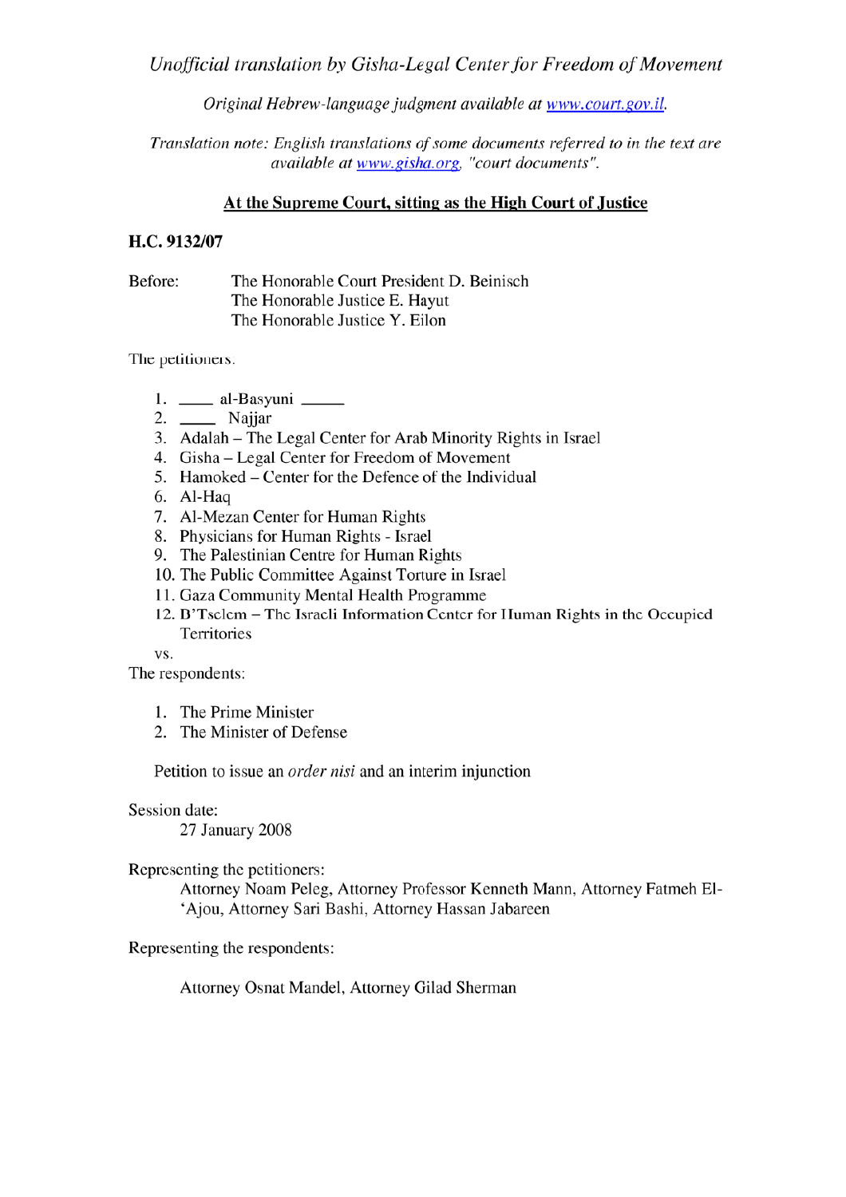*Unofficial translation by Gisha-Legal Center for Freedom of Movement*

*Original Hebrew-language judgment available at [www.court.gov.il](www.court.gov.il).*

*Translation note: English translations of some documents referred to in the text are available at [www.gisha.org](www.gisha.org), "court documents".*

## At the Supreme Court, sitting as the High Court of Justice

**H.C. 9132/07**

Before: The Honorable Court President D. Beinisch
The Honorable Justice E. Hayut
The Honorable Justice Y. Eilon

The petitioners:

1. \_\_\_\_ al-Basyuni \_\_\_\_\_
2. \_\_\_\_ Najjar
3. Adalah – The Legal Center for Arab Minority Rights in Israel
4. Gisha – Legal Center for Freedom of Movement
5. Hamoked – Center for the Defence of the Individual
6. Al-Haq
7. Al-Mezan Center for Human Rights
8. Physicians for Human Rights - Israel
9. The Palestinian Centre for Human Rights
10. The Public Committee Against Torture in Israel
11. Gaza Community Mental Health Programme
12. B'Tselem – The Israeli Information Center for Human Rights in the Occupied Territories

vs.

The respondents:

1. The Prime Minister
2. The Minister of Defense

Petition to issue an *order nisi* and an interim injunction

Session date:
27 January 2008

Representing the petitioners:
Attorney Noam Peleg, Attorney Professor Kenneth Mann, Attorney Fatmeh El-'Ajou, Attorney Sari Bashi, Attorney Hassan Jabareen

Representing the respondents:

Attorney Osnat Mandel, Attorney Gilad Sherman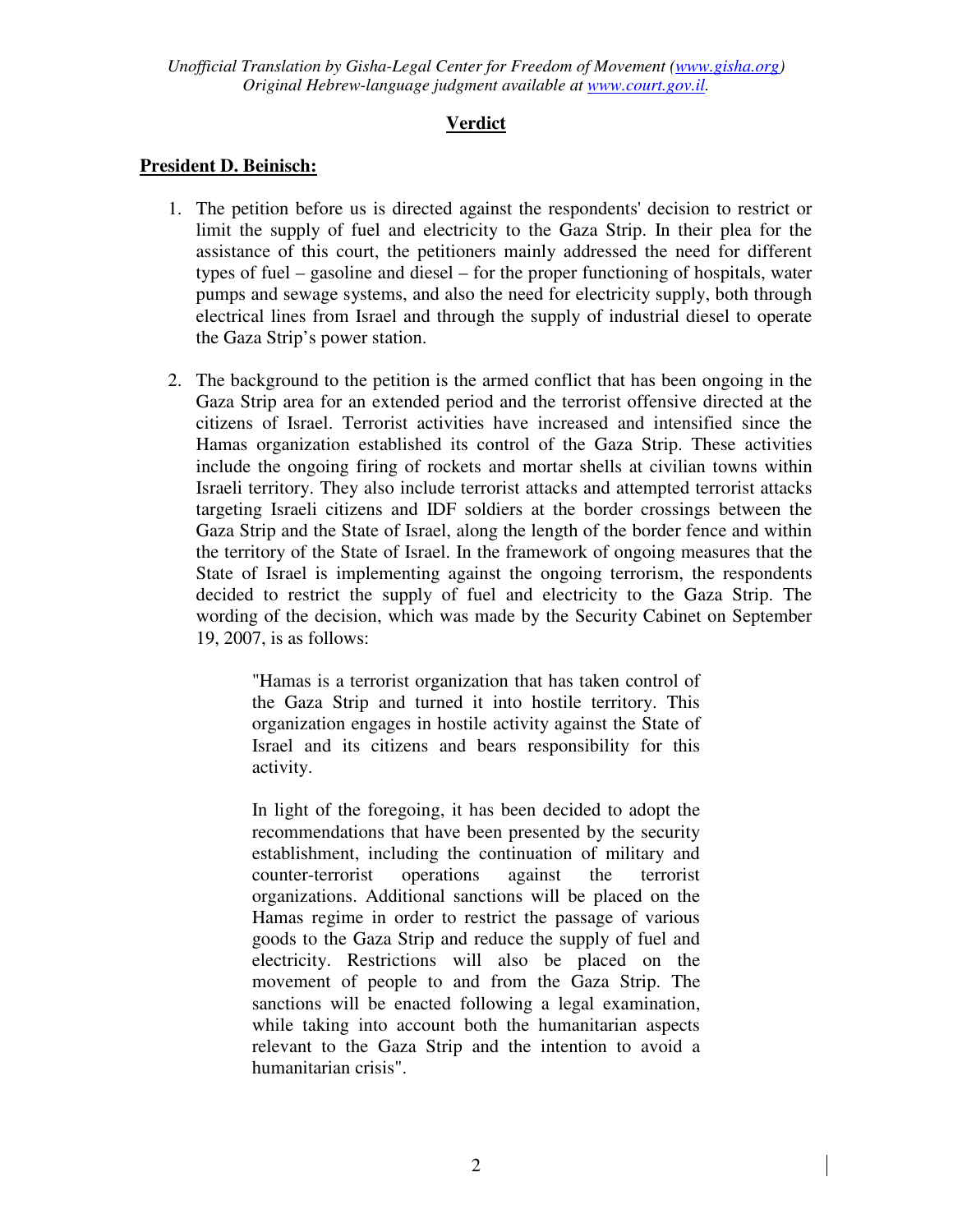*Unofficial Translation by Gisha-Legal Center for Freedom of Movement (www.gisha.org)*
*Original Hebrew-language judgment available at www.court.gov.il.*

## Verdict

**President D. Beinisch:**

1. The petition before us is directed against the respondents' decision to restrict or limit the supply of fuel and electricity to the Gaza Strip. In their plea for the assistance of this court, the petitioners mainly addressed the need for different types of fuel – gasoline and diesel – for the proper functioning of hospitals, water pumps and sewage systems, and also the need for electricity supply, both through electrical lines from Israel and through the supply of industrial diesel to operate the Gaza Strip's power station.

2. The background to the petition is the armed conflict that has been ongoing in the Gaza Strip area for an extended period and the terrorist offensive directed at the citizens of Israel. Terrorist activities have increased and intensified since the Hamas organization established its control of the Gaza Strip. These activities include the ongoing firing of rockets and mortar shells at civilian towns within Israeli territory. They also include terrorist attacks and attempted terrorist attacks targeting Israeli citizens and IDF soldiers at the border crossings between the Gaza Strip and the State of Israel, along the length of the border fence and within the territory of the State of Israel. In the framework of ongoing measures that the State of Israel is implementing against the ongoing terrorism, the respondents decided to restrict the supply of fuel and electricity to the Gaza Strip. The wording of the decision, which was made by the Security Cabinet on September 19, 2007, is as follows:

   > "Hamas is a terrorist organization that has taken control of the Gaza Strip and turned it into hostile territory. This organization engages in hostile activity against the State of Israel and its citizens and bears responsibility for this activity.
   >
   > In light of the foregoing, it has been decided to adopt the recommendations that have been presented by the security establishment, including the continuation of military and counter-terrorist operations against the terrorist organizations. Additional sanctions will be placed on the Hamas regime in order to restrict the passage of various goods to the Gaza Strip and reduce the supply of fuel and electricity. Restrictions will also be placed on the movement of people to and from the Gaza Strip. The sanctions will be enacted following a legal examination, while taking into account both the humanitarian aspects relevant to the Gaza Strip and the intention to avoid a humanitarian crisis".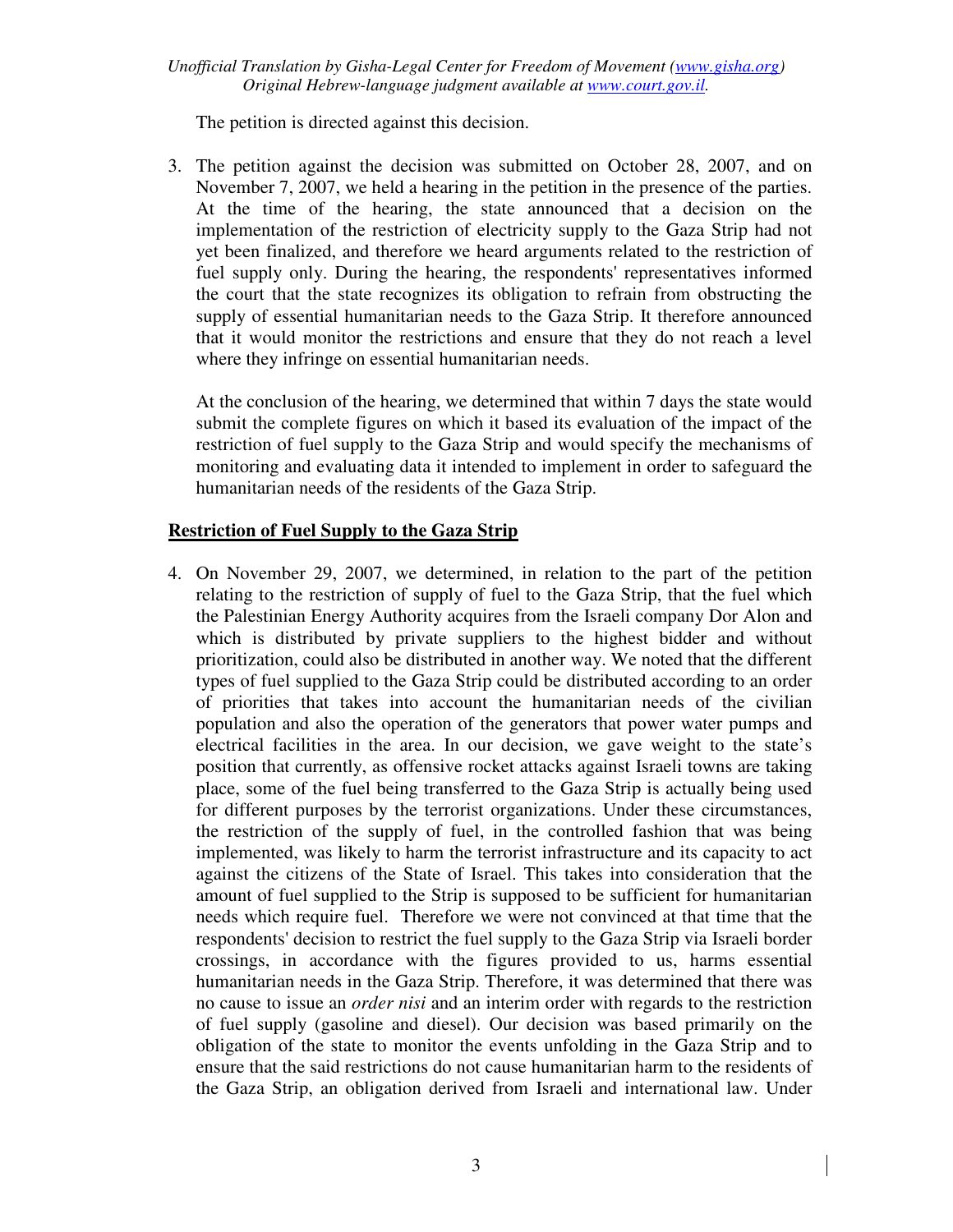The petition is directed against this decision.

3. The petition against the decision was submitted on October 28, 2007, and on November 7, 2007, we held a hearing in the petition in the presence of the parties. At the time of the hearing, the state announced that a decision on the implementation of the restriction of electricity supply to the Gaza Strip had not yet been finalized, and therefore we heard arguments related to the restriction of fuel supply only. During the hearing, the respondents' representatives informed the court that the state recognizes its obligation to refrain from obstructing the supply of essential humanitarian needs to the Gaza Strip. It therefore announced that it would monitor the restrictions and ensure that they do not reach a level where they infringe on essential humanitarian needs.

   At the conclusion of the hearing, we determined that within 7 days the state would submit the complete figures on which it based its evaluation of the impact of the restriction of fuel supply to the Gaza Strip and would specify the mechanisms of monitoring and evaluating data it intended to implement in order to safeguard the humanitarian needs of the residents of the Gaza Strip.

## Restriction of Fuel Supply to the Gaza Strip

4. On November 29, 2007, we determined, in relation to the part of the petition relating to the restriction of supply of fuel to the Gaza Strip, that the fuel which the Palestinian Energy Authority acquires from the Israeli company Dor Alon and which is distributed by private suppliers to the highest bidder and without prioritization, could also be distributed in another way. We noted that the different types of fuel supplied to the Gaza Strip could be distributed according to an order of priorities that takes into account the humanitarian needs of the civilian population and also the operation of the generators that power water pumps and electrical facilities in the area. In our decision, we gave weight to the state's position that currently, as offensive rocket attacks against Israeli towns are taking place, some of the fuel being transferred to the Gaza Strip is actually being used for different purposes by the terrorist organizations. Under these circumstances, the restriction of the supply of fuel, in the controlled fashion that was being implemented, was likely to harm the terrorist infrastructure and its capacity to act against the citizens of the State of Israel. This takes into consideration that the amount of fuel supplied to the Strip is supposed to be sufficient for humanitarian needs which require fuel. Therefore we were not convinced at that time that the respondents' decision to restrict the fuel supply to the Gaza Strip via Israeli border crossings, in accordance with the figures provided to us, harms essential humanitarian needs in the Gaza Strip. Therefore, it was determined that there was no cause to issue an *order nisi* and an interim order with regards to the restriction of fuel supply (gasoline and diesel). Our decision was based primarily on the obligation of the state to monitor the events unfolding in the Gaza Strip and to ensure that the said restrictions do not cause humanitarian harm to the residents of the Gaza Strip, an obligation derived from Israeli and international law. Under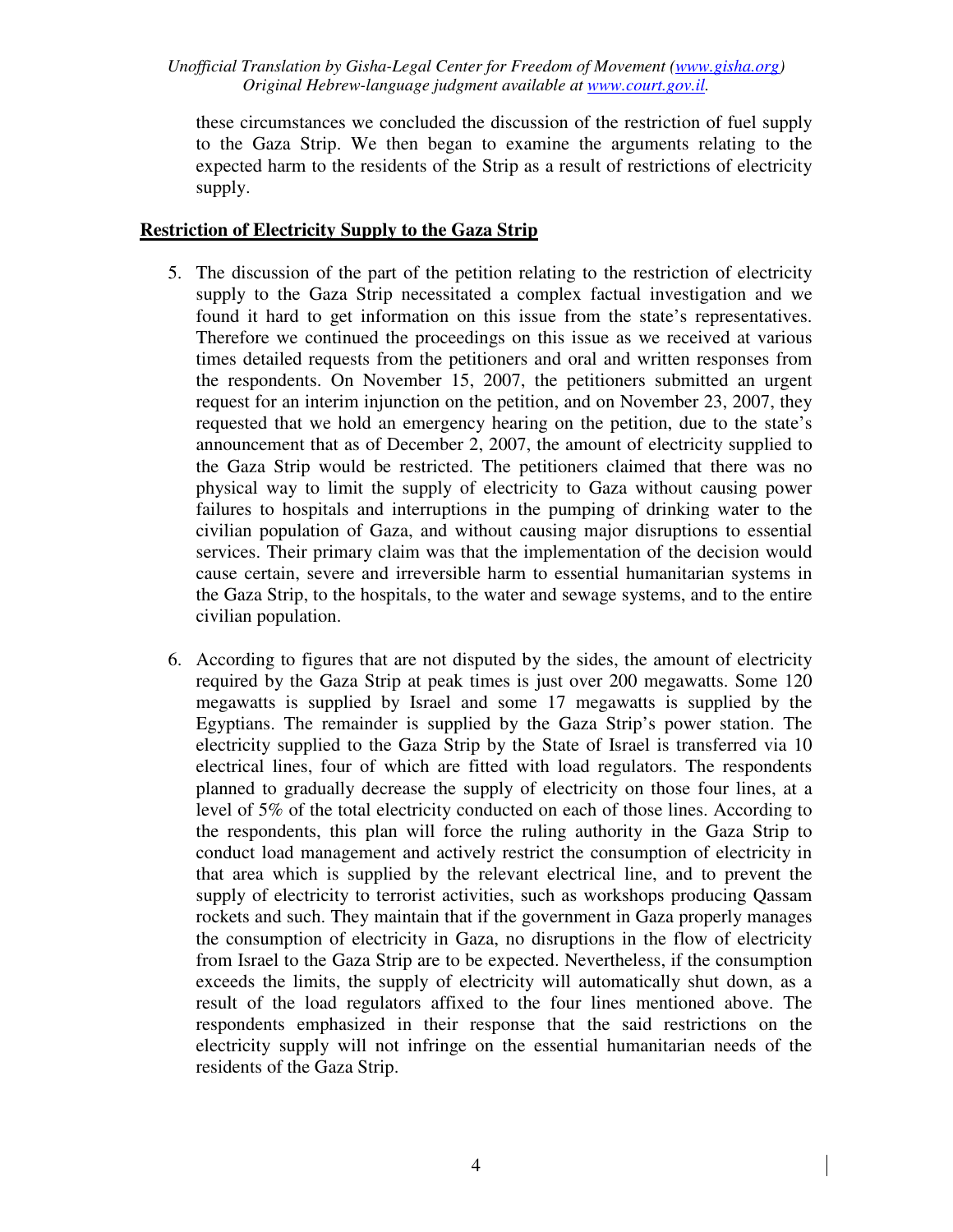these circumstances we concluded the discussion of the restriction of fuel supply to the Gaza Strip. We then began to examine the arguments relating to the expected harm to the residents of the Strip as a result of restrictions of electricity supply.

**Restriction of Electricity Supply to the Gaza Strip**

5. The discussion of the part of the petition relating to the restriction of electricity supply to the Gaza Strip necessitated a complex factual investigation and we found it hard to get information on this issue from the state's representatives. Therefore we continued the proceedings on this issue as we received at various times detailed requests from the petitioners and oral and written responses from the respondents. On November 15, 2007, the petitioners submitted an urgent request for an interim injunction on the petition, and on November 23, 2007, they requested that we hold an emergency hearing on the petition, due to the state's announcement that as of December 2, 2007, the amount of electricity supplied to the Gaza Strip would be restricted. The petitioners claimed that there was no physical way to limit the supply of electricity to Gaza without causing power failures to hospitals and interruptions in the pumping of drinking water to the civilian population of Gaza, and without causing major disruptions to essential services. Their primary claim was that the implementation of the decision would cause certain, severe and irreversible harm to essential humanitarian systems in the Gaza Strip, to the hospitals, to the water and sewage systems, and to the entire civilian population.

6. According to figures that are not disputed by the sides, the amount of electricity required by the Gaza Strip at peak times is just over 200 megawatts. Some 120 megawatts is supplied by Israel and some 17 megawatts is supplied by the Egyptians. The remainder is supplied by the Gaza Strip's power station. The electricity supplied to the Gaza Strip by the State of Israel is transferred via 10 electrical lines, four of which are fitted with load regulators. The respondents planned to gradually decrease the supply of electricity on those four lines, at a level of 5% of the total electricity conducted on each of those lines. According to the respondents, this plan will force the ruling authority in the Gaza Strip to conduct load management and actively restrict the consumption of electricity in that area which is supplied by the relevant electrical line, and to prevent the supply of electricity to terrorist activities, such as workshops producing Qassam rockets and such. They maintain that if the government in Gaza properly manages the consumption of electricity in Gaza, no disruptions in the flow of electricity from Israel to the Gaza Strip are to be expected. Nevertheless, if the consumption exceeds the limits, the supply of electricity will automatically shut down, as a result of the load regulators affixed to the four lines mentioned above. The respondents emphasized in their response that the said restrictions on the electricity supply will not infringe on the essential humanitarian needs of the residents of the Gaza Strip.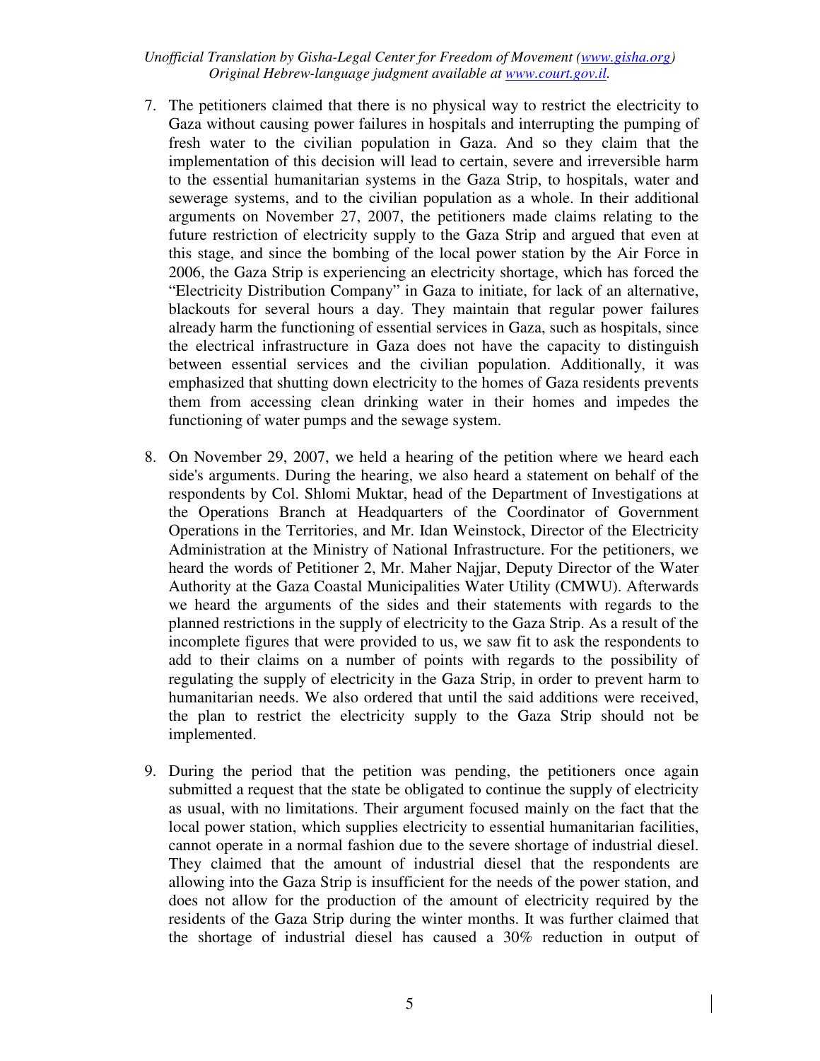7. The petitioners claimed that there is no physical way to restrict the electricity to Gaza without causing power failures in hospitals and interrupting the pumping of fresh water to the civilian population in Gaza. And so they claim that the implementation of this decision will lead to certain, severe and irreversible harm to the essential humanitarian systems in the Gaza Strip, to hospitals, water and sewerage systems, and to the civilian population as a whole. In their additional arguments on November 27, 2007, the petitioners made claims relating to the future restriction of electricity supply to the Gaza Strip and argued that even at this stage, and since the bombing of the local power station by the Air Force in 2006, the Gaza Strip is experiencing an electricity shortage, which has forced the "Electricity Distribution Company" in Gaza to initiate, for lack of an alternative, blackouts for several hours a day. They maintain that regular power failures already harm the functioning of essential services in Gaza, such as hospitals, since the electrical infrastructure in Gaza does not have the capacity to distinguish between essential services and the civilian population. Additionally, it was emphasized that shutting down electricity to the homes of Gaza residents prevents them from accessing clean drinking water in their homes and impedes the functioning of water pumps and the sewage system.

8. On November 29, 2007, we held a hearing of the petition where we heard each side's arguments. During the hearing, we also heard a statement on behalf of the respondents by Col. Shlomi Muktar, head of the Department of Investigations at the Operations Branch at Headquarters of the Coordinator of Government Operations in the Territories, and Mr. Idan Weinstock, Director of the Electricity Administration at the Ministry of National Infrastructure. For the petitioners, we heard the words of Petitioner 2, Mr. Maher Najjar, Deputy Director of the Water Authority at the Gaza Coastal Municipalities Water Utility (CMWU). Afterwards we heard the arguments of the sides and their statements with regards to the planned restrictions in the supply of electricity to the Gaza Strip. As a result of the incomplete figures that were provided to us, we saw fit to ask the respondents to add to their claims on a number of points with regards to the possibility of regulating the supply of electricity in the Gaza Strip, in order to prevent harm to humanitarian needs. We also ordered that until the said additions were received, the plan to restrict the electricity supply to the Gaza Strip should not be implemented.

9. During the period that the petition was pending, the petitioners once again submitted a request that the state be obligated to continue the supply of electricity as usual, with no limitations. Their argument focused mainly on the fact that the local power station, which supplies electricity to essential humanitarian facilities, cannot operate in a normal fashion due to the severe shortage of industrial diesel. They claimed that the amount of industrial diesel that the respondents are allowing into the Gaza Strip is insufficient for the needs of the power station, and does not allow for the production of the amount of electricity required by the residents of the Gaza Strip during the winter months. It was further claimed that the shortage of industrial diesel has caused a 30% reduction in output of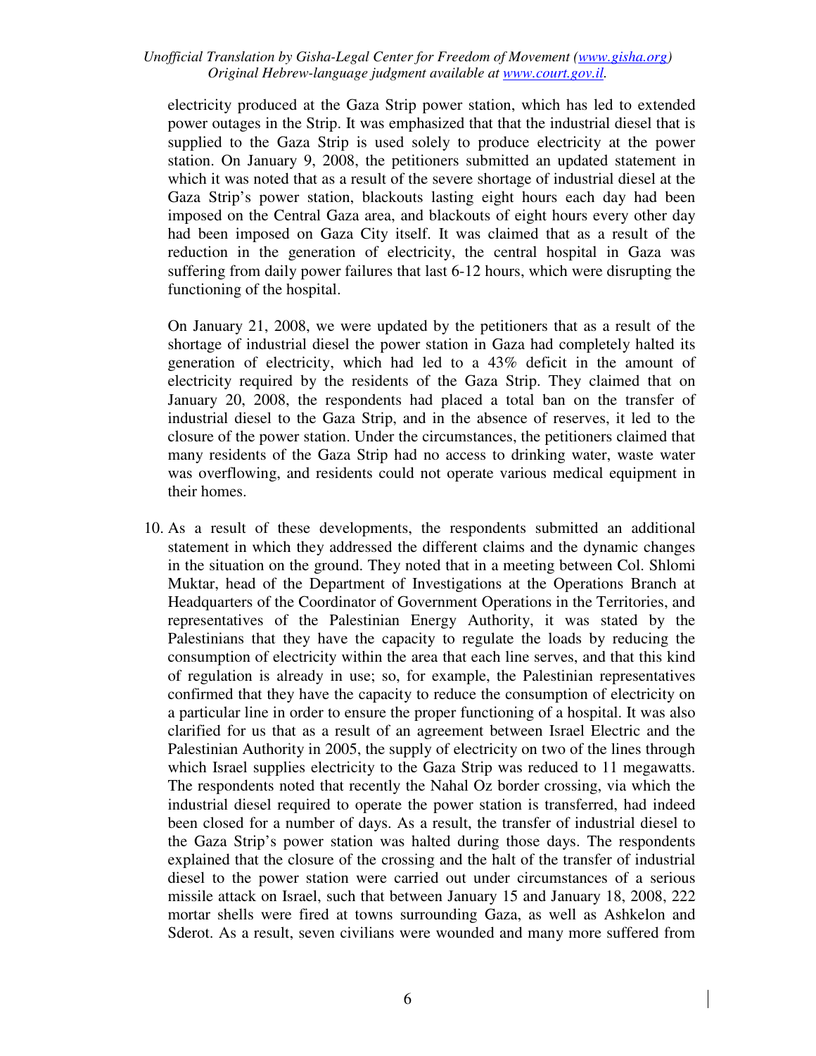electricity produced at the Gaza Strip power station, which has led to extended power outages in the Strip. It was emphasized that that the industrial diesel that is supplied to the Gaza Strip is used solely to produce electricity at the power station. On January 9, 2008, the petitioners submitted an updated statement in which it was noted that as a result of the severe shortage of industrial diesel at the Gaza Strip's power station, blackouts lasting eight hours each day had been imposed on the Central Gaza area, and blackouts of eight hours every other day had been imposed on Gaza City itself. It was claimed that as a result of the reduction in the generation of electricity, the central hospital in Gaza was suffering from daily power failures that last 6-12 hours, which were disrupting the functioning of the hospital.

On January 21, 2008, we were updated by the petitioners that as a result of the shortage of industrial diesel the power station in Gaza had completely halted its generation of electricity, which had led to a 43% deficit in the amount of electricity required by the residents of the Gaza Strip. They claimed that on January 20, 2008, the respondents had placed a total ban on the transfer of industrial diesel to the Gaza Strip, and in the absence of reserves, it led to the closure of the power station. Under the circumstances, the petitioners claimed that many residents of the Gaza Strip had no access to drinking water, waste water was overflowing, and residents could not operate various medical equipment in their homes.

10. As a result of these developments, the respondents submitted an additional statement in which they addressed the different claims and the dynamic changes in the situation on the ground. They noted that in a meeting between Col. Shlomi Muktar, head of the Department of Investigations at the Operations Branch at Headquarters of the Coordinator of Government Operations in the Territories, and representatives of the Palestinian Energy Authority, it was stated by the Palestinians that they have the capacity to regulate the loads by reducing the consumption of electricity within the area that each line serves, and that this kind of regulation is already in use; so, for example, the Palestinian representatives confirmed that they have the capacity to reduce the consumption of electricity on a particular line in order to ensure the proper functioning of a hospital. It was also clarified for us that as a result of an agreement between Israel Electric and the Palestinian Authority in 2005, the supply of electricity on two of the lines through which Israel supplies electricity to the Gaza Strip was reduced to 11 megawatts. The respondents noted that recently the Nahal Oz border crossing, via which the industrial diesel required to operate the power station is transferred, had indeed been closed for a number of days. As a result, the transfer of industrial diesel to the Gaza Strip's power station was halted during those days. The respondents explained that the closure of the crossing and the halt of the transfer of industrial diesel to the power station were carried out under circumstances of a serious missile attack on Israel, such that between January 15 and January 18, 2008, 222 mortar shells were fired at towns surrounding Gaza, as well as Ashkelon and Sderot. As a result, seven civilians were wounded and many more suffered from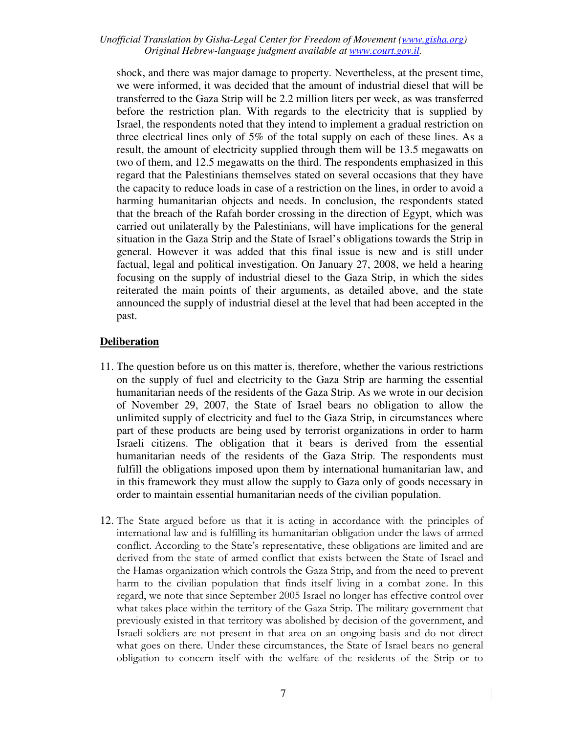shock, and there was major damage to property. Nevertheless, at the present time, we were informed, it was decided that the amount of industrial diesel that will be transferred to the Gaza Strip will be 2.2 million liters per week, as was transferred before the restriction plan. With regards to the electricity that is supplied by Israel, the respondents noted that they intend to implement a gradual restriction on three electrical lines only of 5% of the total supply on each of these lines. As a result, the amount of electricity supplied through them will be 13.5 megawatts on two of them, and 12.5 megawatts on the third. The respondents emphasized in this regard that the Palestinians themselves stated on several occasions that they have the capacity to reduce loads in case of a restriction on the lines, in order to avoid a harming humanitarian objects and needs. In conclusion, the respondents stated that the breach of the Rafah border crossing in the direction of Egypt, which was carried out unilaterally by the Palestinians, will have implications for the general situation in the Gaza Strip and the State of Israel's obligations towards the Strip in general. However it was added that this final issue is new and is still under factual, legal and political investigation. On January 27, 2008, we held a hearing focusing on the supply of industrial diesel to the Gaza Strip, in which the sides reiterated the main points of their arguments, as detailed above, and the state announced the supply of industrial diesel at the level that had been accepted in the past.

## Deliberation

11. The question before us on this matter is, therefore, whether the various restrictions on the supply of fuel and electricity to the Gaza Strip are harming the essential humanitarian needs of the residents of the Gaza Strip. As we wrote in our decision of November 29, 2007, the State of Israel bears no obligation to allow the unlimited supply of electricity and fuel to the Gaza Strip, in circumstances where part of these products are being used by terrorist organizations in order to harm Israeli citizens. The obligation that it bears is derived from the essential humanitarian needs of the residents of the Gaza Strip. The respondents must fulfill the obligations imposed upon them by international humanitarian law, and in this framework they must allow the supply to Gaza only of goods necessary in order to maintain essential humanitarian needs of the civilian population.

12. The State argued before us that it is acting in accordance with the principles of international law and is fulfilling its humanitarian obligation under the laws of armed conflict. According to the State's representative, these obligations are limited and are derived from the state of armed conflict that exists between the State of Israel and the Hamas organization which controls the Gaza Strip, and from the need to prevent harm to the civilian population that finds itself living in a combat zone. In this regard, we note that since September 2005 Israel no longer has effective control over what takes place within the territory of the Gaza Strip. The military government that previously existed in that territory was abolished by decision of the government, and Israeli soldiers are not present in that area on an ongoing basis and do not direct what goes on there. Under these circumstances, the State of Israel bears no general obligation to concern itself with the welfare of the residents of the Strip or to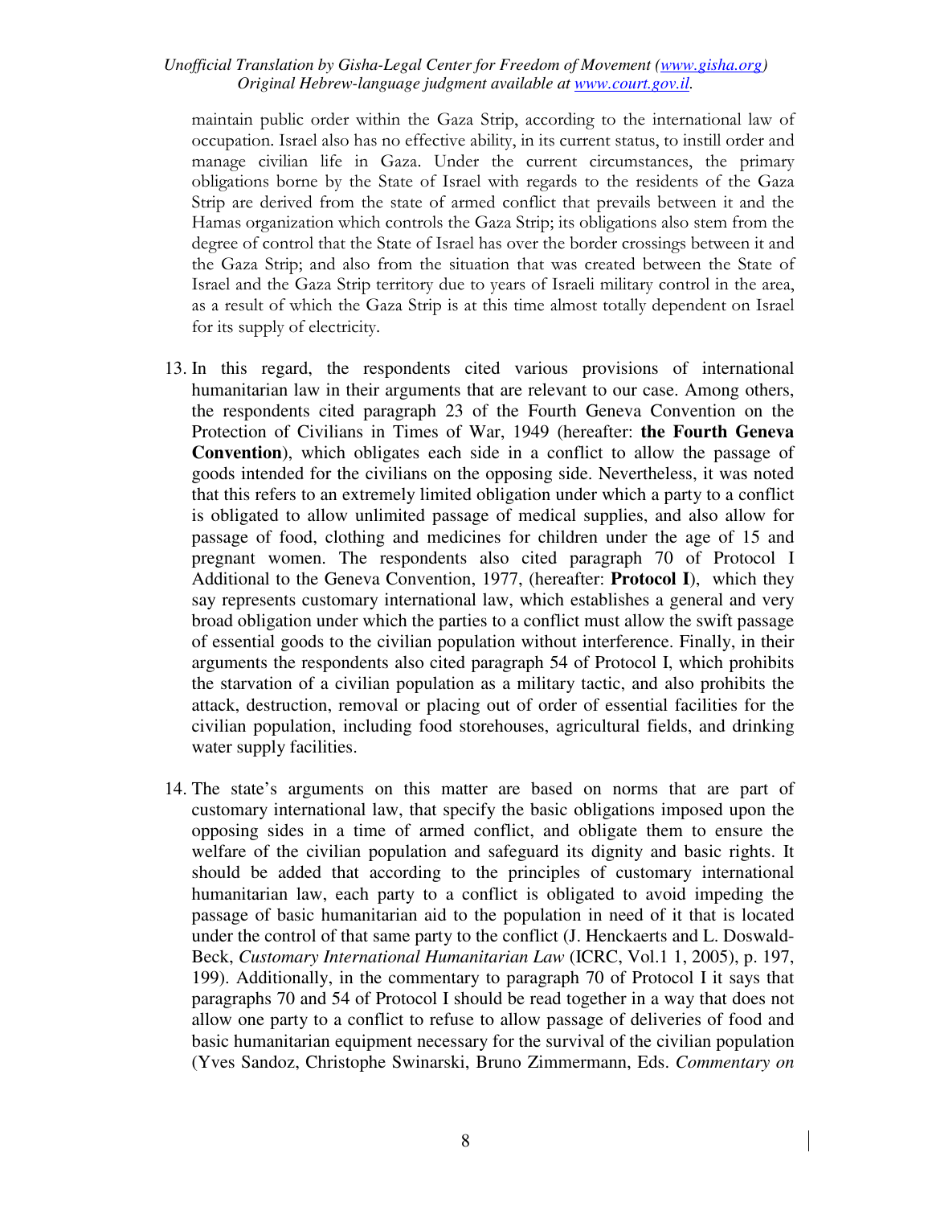maintain public order within the Gaza Strip, according to the international law of occupation. Israel also has no effective ability, in its current status, to instill order and manage civilian life in Gaza. Under the current circumstances, the primary obligations borne by the State of Israel with regards to the residents of the Gaza Strip are derived from the state of armed conflict that prevails between it and the Hamas organization which controls the Gaza Strip; its obligations also stem from the degree of control that the State of Israel has over the border crossings between it and the Gaza Strip; and also from the situation that was created between the State of Israel and the Gaza Strip territory due to years of Israeli military control in the area, as a result of which the Gaza Strip is at this time almost totally dependent on Israel for its supply of electricity.

13. In this regard, the respondents cited various provisions of international humanitarian law in their arguments that are relevant to our case. Among others, the respondents cited paragraph 23 of the Fourth Geneva Convention on the Protection of Civilians in Times of War, 1949 (hereafter: **the Fourth Geneva Convention**), which obligates each side in a conflict to allow the passage of goods intended for the civilians on the opposing side. Nevertheless, it was noted that this refers to an extremely limited obligation under which a party to a conflict is obligated to allow unlimited passage of medical supplies, and also allow for passage of food, clothing and medicines for children under the age of 15 and pregnant women. The respondents also cited paragraph 70 of Protocol I Additional to the Geneva Convention, 1977, (hereafter: **Protocol I**), which they say represents customary international law, which establishes a general and very broad obligation under which the parties to a conflict must allow the swift passage of essential goods to the civilian population without interference. Finally, in their arguments the respondents also cited paragraph 54 of Protocol I, which prohibits the starvation of a civilian population as a military tactic, and also prohibits the attack, destruction, removal or placing out of order of essential facilities for the civilian population, including food storehouses, agricultural fields, and drinking water supply facilities.

14. The state's arguments on this matter are based on norms that are part of customary international law, that specify the basic obligations imposed upon the opposing sides in a time of armed conflict, and obligate them to ensure the welfare of the civilian population and safeguard its dignity and basic rights. It should be added that according to the principles of customary international humanitarian law, each party to a conflict is obligated to avoid impeding the passage of basic humanitarian aid to the population in need of it that is located under the control of that same party to the conflict (J. Henckaerts and L. Doswald-Beck, *Customary International Humanitarian Law* (ICRC, Vol.1 1, 2005), p. 197, 199). Additionally, in the commentary to paragraph 70 of Protocol I it says that paragraphs 70 and 54 of Protocol I should be read together in a way that does not allow one party to a conflict to refuse to allow passage of deliveries of food and basic humanitarian equipment necessary for the survival of the civilian population (Yves Sandoz, Christophe Swinarski, Bruno Zimmermann, Eds. *Commentary on*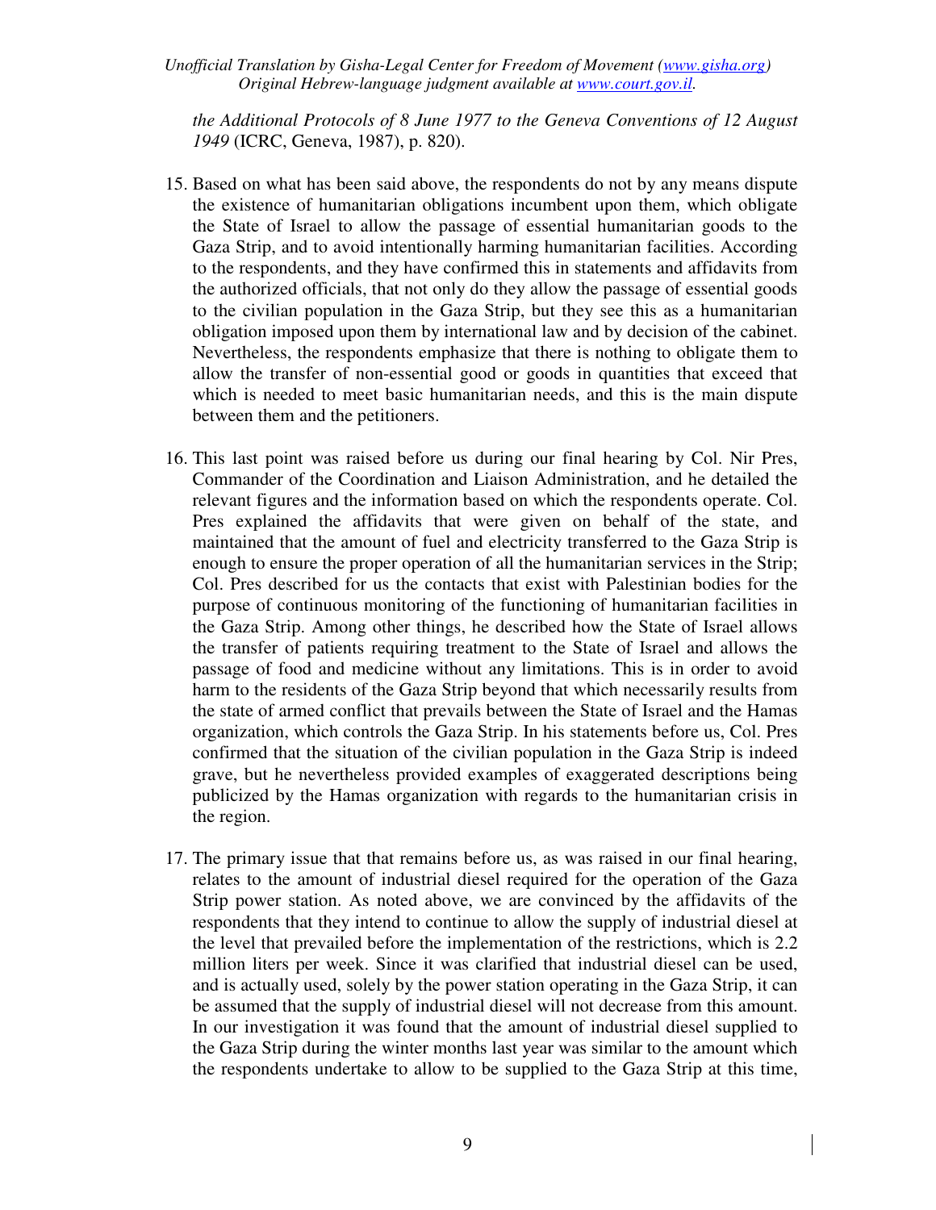*the Additional Protocols of 8 June 1977 to the Geneva Conventions of 12 August 1949* (ICRC, Geneva, 1987), p. 820).

15. Based on what has been said above, the respondents do not by any means dispute the existence of humanitarian obligations incumbent upon them, which obligate the State of Israel to allow the passage of essential humanitarian goods to the Gaza Strip, and to avoid intentionally harming humanitarian facilities. According to the respondents, and they have confirmed this in statements and affidavits from the authorized officials, that not only do they allow the passage of essential goods to the civilian population in the Gaza Strip, but they see this as a humanitarian obligation imposed upon them by international law and by decision of the cabinet. Nevertheless, the respondents emphasize that there is nothing to obligate them to allow the transfer of non-essential good or goods in quantities that exceed that which is needed to meet basic humanitarian needs, and this is the main dispute between them and the petitioners.

16. This last point was raised before us during our final hearing by Col. Nir Pres, Commander of the Coordination and Liaison Administration, and he detailed the relevant figures and the information based on which the respondents operate. Col. Pres explained the affidavits that were given on behalf of the state, and maintained that the amount of fuel and electricity transferred to the Gaza Strip is enough to ensure the proper operation of all the humanitarian services in the Strip; Col. Pres described for us the contacts that exist with Palestinian bodies for the purpose of continuous monitoring of the functioning of humanitarian facilities in the Gaza Strip. Among other things, he described how the State of Israel allows the transfer of patients requiring treatment to the State of Israel and allows the passage of food and medicine without any limitations. This is in order to avoid harm to the residents of the Gaza Strip beyond that which necessarily results from the state of armed conflict that prevails between the State of Israel and the Hamas organization, which controls the Gaza Strip. In his statements before us, Col. Pres confirmed that the situation of the civilian population in the Gaza Strip is indeed grave, but he nevertheless provided examples of exaggerated descriptions being publicized by the Hamas organization with regards to the humanitarian crisis in the region.

17. The primary issue that that remains before us, as was raised in our final hearing, relates to the amount of industrial diesel required for the operation of the Gaza Strip power station. As noted above, we are convinced by the affidavits of the respondents that they intend to continue to allow the supply of industrial diesel at the level that prevailed before the implementation of the restrictions, which is 2.2 million liters per week. Since it was clarified that industrial diesel can be used, and is actually used, solely by the power station operating in the Gaza Strip, it can be assumed that the supply of industrial diesel will not decrease from this amount. In our investigation it was found that the amount of industrial diesel supplied to the Gaza Strip during the winter months last year was similar to the amount which the respondents undertake to allow to be supplied to the Gaza Strip at this time,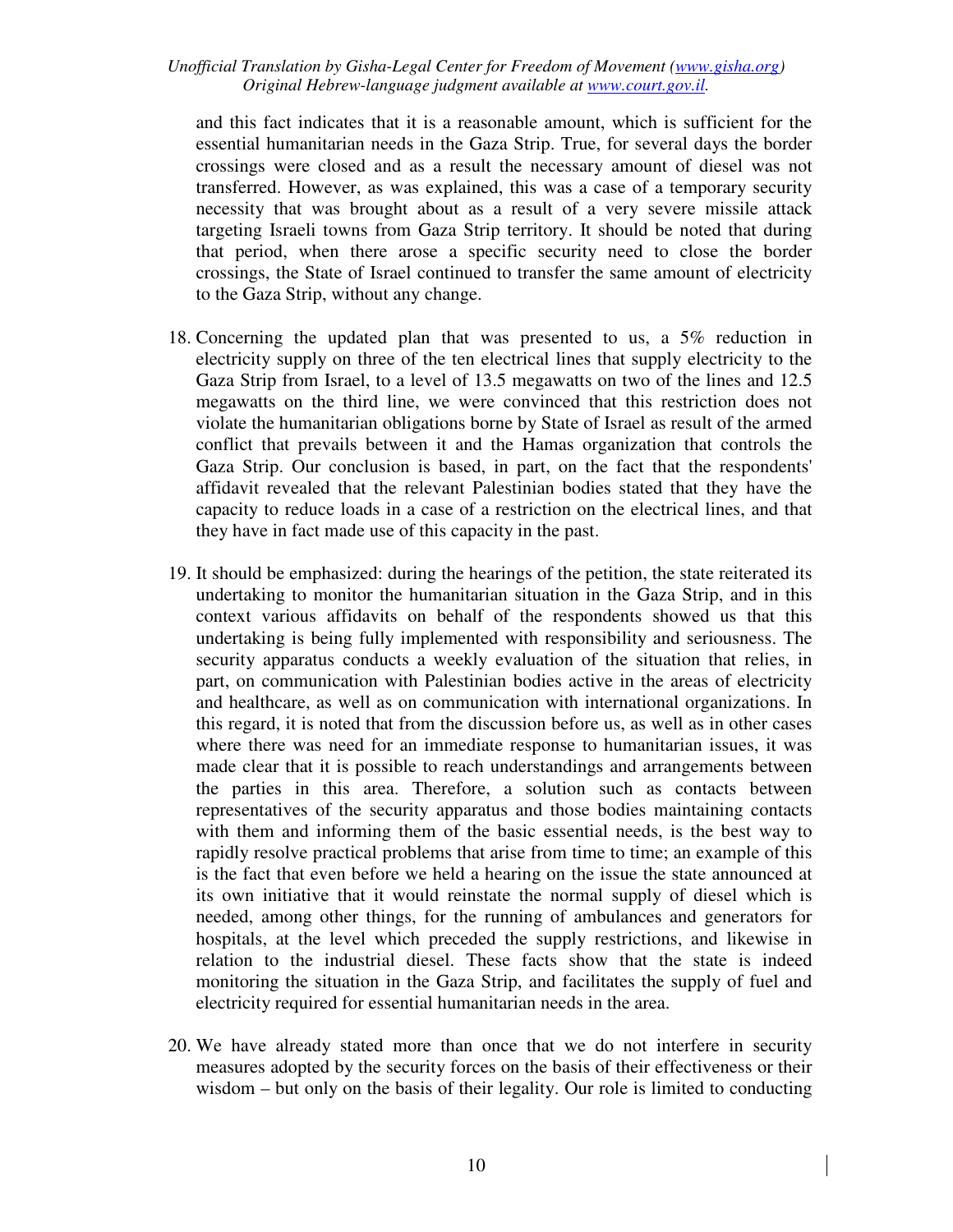and this fact indicates that it is a reasonable amount, which is sufficient for the essential humanitarian needs in the Gaza Strip. True, for several days the border crossings were closed and as a result the necessary amount of diesel was not transferred. However, as was explained, this was a case of a temporary security necessity that was brought about as a result of a very severe missile attack targeting Israeli towns from Gaza Strip territory. It should be noted that during that period, when there arose a specific security need to close the border crossings, the State of Israel continued to transfer the same amount of electricity to the Gaza Strip, without any change.

18. Concerning the updated plan that was presented to us, a 5% reduction in electricity supply on three of the ten electrical lines that supply electricity to the Gaza Strip from Israel, to a level of 13.5 megawatts on two of the lines and 12.5 megawatts on the third line, we were convinced that this restriction does not violate the humanitarian obligations borne by State of Israel as result of the armed conflict that prevails between it and the Hamas organization that controls the Gaza Strip. Our conclusion is based, in part, on the fact that the respondents' affidavit revealed that the relevant Palestinian bodies stated that they have the capacity to reduce loads in a case of a restriction on the electrical lines, and that they have in fact made use of this capacity in the past.

19. It should be emphasized: during the hearings of the petition, the state reiterated its undertaking to monitor the humanitarian situation in the Gaza Strip, and in this context various affidavits on behalf of the respondents showed us that this undertaking is being fully implemented with responsibility and seriousness. The security apparatus conducts a weekly evaluation of the situation that relies, in part, on communication with Palestinian bodies active in the areas of electricity and healthcare, as well as on communication with international organizations. In this regard, it is noted that from the discussion before us, as well as in other cases where there was need for an immediate response to humanitarian issues, it was made clear that it is possible to reach understandings and arrangements between the parties in this area. Therefore, a solution such as contacts between representatives of the security apparatus and those bodies maintaining contacts with them and informing them of the basic essential needs, is the best way to rapidly resolve practical problems that arise from time to time; an example of this is the fact that even before we held a hearing on the issue the state announced at its own initiative that it would reinstate the normal supply of diesel which is needed, among other things, for the running of ambulances and generators for hospitals, at the level which preceded the supply restrictions, and likewise in relation to the industrial diesel. These facts show that the state is indeed monitoring the situation in the Gaza Strip, and facilitates the supply of fuel and electricity required for essential humanitarian needs in the area.

20. We have already stated more than once that we do not interfere in security measures adopted by the security forces on the basis of their effectiveness or their wisdom – but only on the basis of their legality. Our role is limited to conducting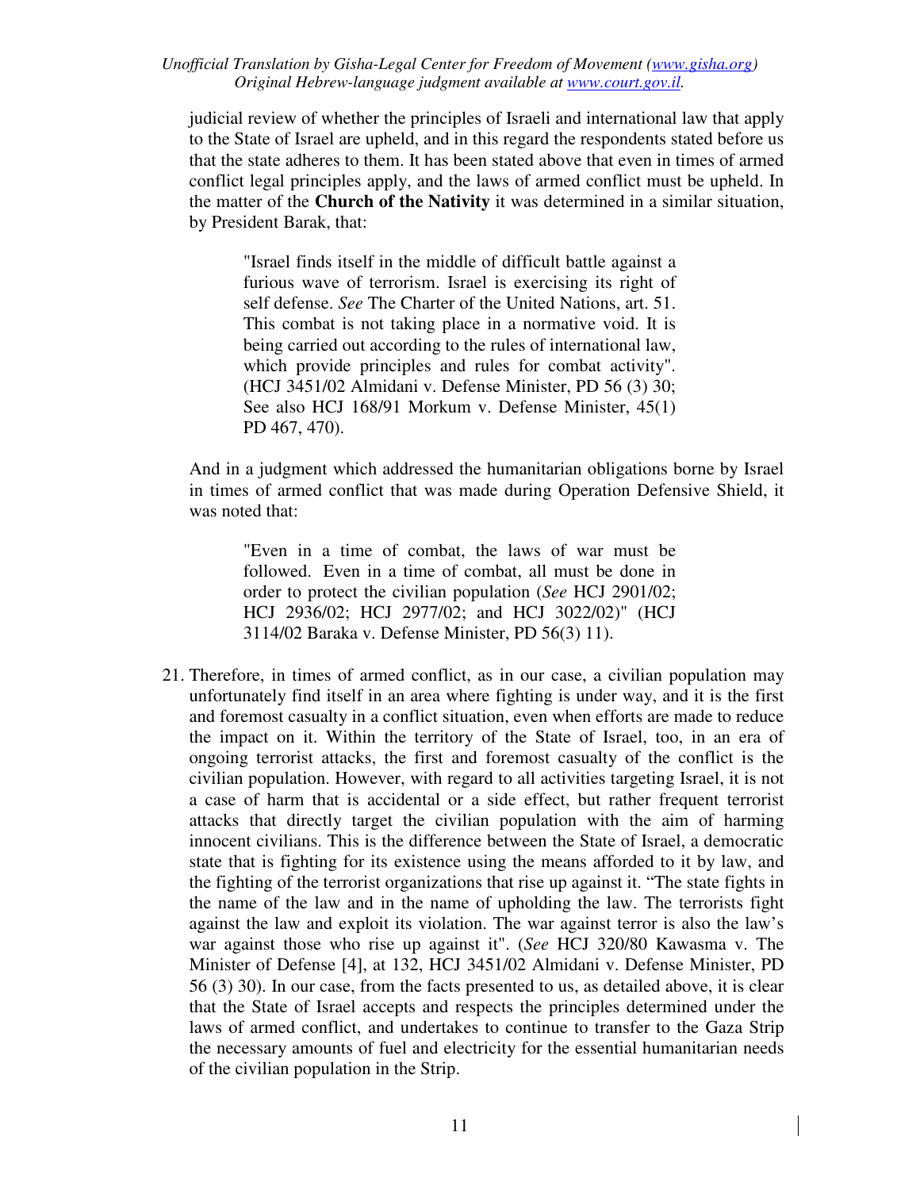judicial review of whether the principles of Israeli and international law that apply to the State of Israel are upheld, and in this regard the respondents stated before us that the state adheres to them. It has been stated above that even in times of armed conflict legal principles apply, and the laws of armed conflict must be upheld. In the matter of the **Church of the Nativity** it was determined in a similar situation, by President Barak, that:

> "Israel finds itself in the middle of difficult battle against a furious wave of terrorism. Israel is exercising its right of self defense. *See* The Charter of the United Nations, art. 51. This combat is not taking place in a normative void. It is being carried out according to the rules of international law, which provide principles and rules for combat activity". (HCJ 3451/02 Almidani v. Defense Minister, PD 56 (3) 30; See also HCJ 168/91 Morkum v. Defense Minister, 45(1) PD 467, 470).

And in a judgment which addressed the humanitarian obligations borne by Israel in times of armed conflict that was made during Operation Defensive Shield, it was noted that:

> "Even in a time of combat, the laws of war must be followed. Even in a time of combat, all must be done in order to protect the civilian population (*See* HCJ 2901/02; HCJ 2936/02; HCJ 2977/02; and HCJ 3022/02)" (HCJ 3114/02 Baraka v. Defense Minister, PD 56(3) 11).

21. Therefore, in times of armed conflict, as in our case, a civilian population may unfortunately find itself in an area where fighting is under way, and it is the first and foremost casualty in a conflict situation, even when efforts are made to reduce the impact on it. Within the territory of the State of Israel, too, in an era of ongoing terrorist attacks, the first and foremost casualty of the conflict is the civilian population. However, with regard to all activities targeting Israel, it is not a case of harm that is accidental or a side effect, but rather frequent terrorist attacks that directly target the civilian population with the aim of harming innocent civilians. This is the difference between the State of Israel, a democratic state that is fighting for its existence using the means afforded to it by law, and the fighting of the terrorist organizations that rise up against it. "The state fights in the name of the law and in the name of upholding the law. The terrorists fight against the law and exploit its violation. The war against terror is also the law's war against those who rise up against it". (*See* HCJ 320/80 Kawasma v. The Minister of Defense [4], at 132, HCJ 3451/02 Almidani v. Defense Minister, PD 56 (3) 30). In our case, from the facts presented to us, as detailed above, it is clear that the State of Israel accepts and respects the principles determined under the laws of armed conflict, and undertakes to continue to transfer to the Gaza Strip the necessary amounts of fuel and electricity for the essential humanitarian needs of the civilian population in the Strip.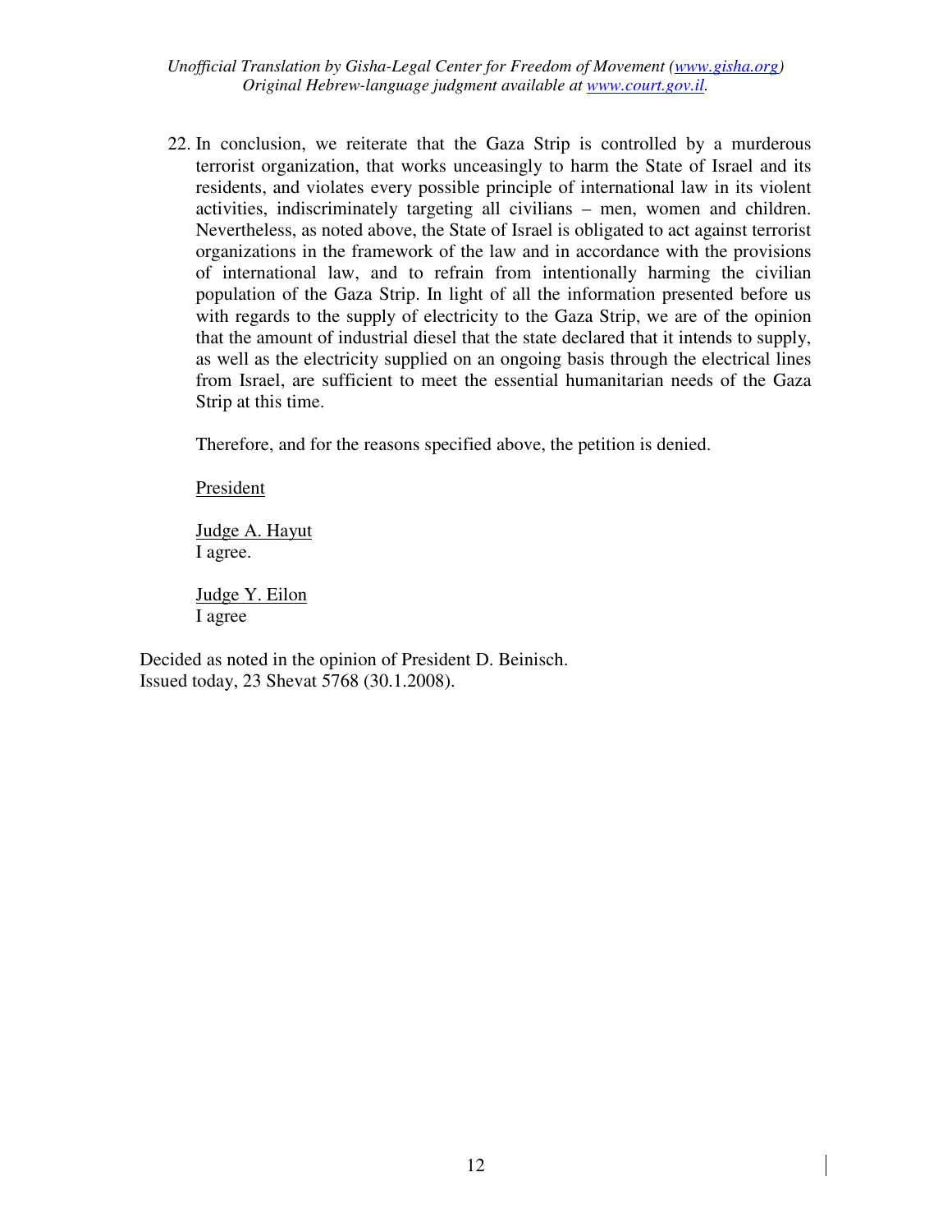22. In conclusion, we reiterate that the Gaza Strip is controlled by a murderous terrorist organization, that works unceasingly to harm the State of Israel and its residents, and violates every possible principle of international law in its violent activities, indiscriminately targeting all civilians – men, women and children. Nevertheless, as noted above, the State of Israel is obligated to act against terrorist organizations in the framework of the law and in accordance with the provisions of international law, and to refrain from intentionally harming the civilian population of the Gaza Strip. In light of all the information presented before us with regards to the supply of electricity to the Gaza Strip, we are of the opinion that the amount of industrial diesel that the state declared that it intends to supply, as well as the electricity supplied on an ongoing basis through the electrical lines from Israel, are sufficient to meet the essential humanitarian needs of the Gaza Strip at this time.

    Therefore, and for the reasons specified above, the petition is denied.

    President

    Judge A. Hayut
    I agree.

    Judge Y. Eilon
    I agree

Decided as noted in the opinion of President D. Beinisch.
Issued today, 23 Shevat 5768 (30.1.2008).